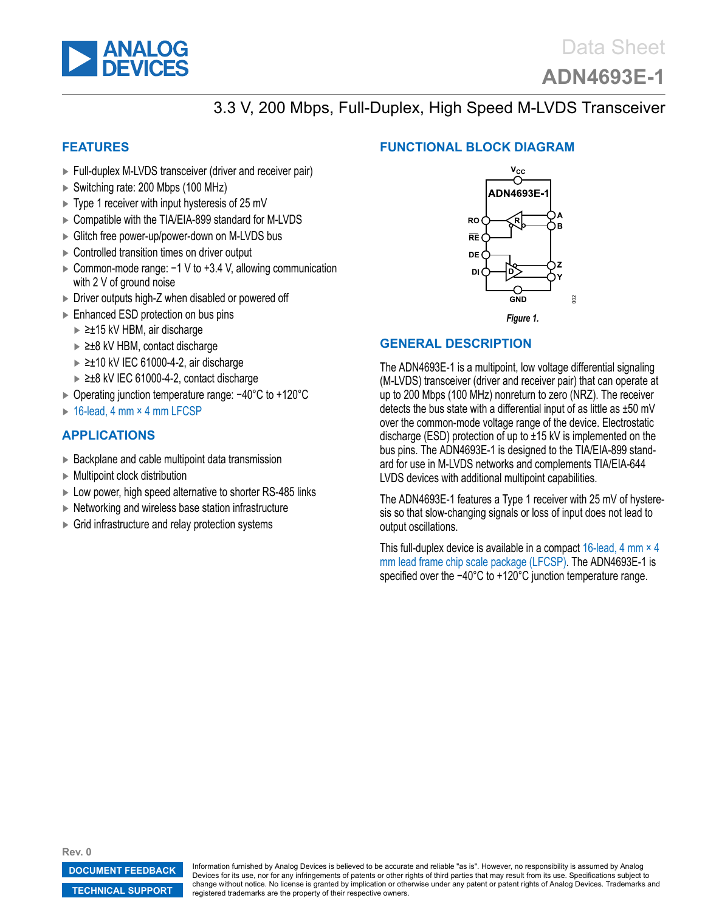Data Sheet

# ADN4693E-1

## 3.3 V, 200 Mbps, Full-Duplex, High Speed M-LVDS Transceiver

## FEATURES

- Full-duplex M-LVDS transceiver (driver and receiver pair)
- Switching rate: 200 Mbps (100 MHz)
- Type 1 receiver with input hysteresis of 25 mV
- Compatible with the TIA/EIA-899 standard for M-LVDS
- Glitch free power-up/power-down on M-LVDS bus
- Controlled transition times on driver output
- Common-mode range: −1 V to +3.4 V, allowing communication with 2 V of ground noise
- Driver outputs high-Z when disabled or powered off
- Enhanced ESD protection on bus pins
  - ≥±15 kV HBM, air discharge
  - ≥±8 kV HBM, contact discharge
  - ≥±10 kV IEC 61000-4-2, air discharge
  - ≥±8 kV IEC 61000-4-2, contact discharge
- Operating junction temperature range: −40°C to +120°C
- 16-lead, 4 mm × 4 mm LFCSP

## APPLICATIONS

- Backplane and cable multipoint data transmission
- Multipoint clock distribution
- Low power, high speed alternative to shorter RS-485 links
- Networking and wireless base station infrastructure
- Grid infrastructure and relay protection systems

## FUNCTIONAL BLOCK DIAGRAM

$V_{CC}$
ADN4693E-1
RO
RE
DE
DI
R
D
A
B
Z
Y
GND
002

*Figure 1.*

## GENERAL DESCRIPTION

The ADN4693E-1 is a multipoint, low voltage differential signaling (M-LVDS) transceiver (driver and receiver pair) that can operate at up to 200 Mbps (100 MHz) nonreturn to zero (NRZ). The receiver detects the bus state with a differential input of as little as ±50 mV over the common-mode voltage range of the device. Electrostatic discharge (ESD) protection of up to ±15 kV is implemented on the bus pins. The ADN4693E-1 is designed to the TIA/EIA-899 standard for use in M-LVDS networks and complements TIA/EIA-644 LVDS devices with additional multipoint capabilities.

The ADN4693E-1 features a Type 1 receiver with 25 mV of hysteresis so that slow-changing signals or loss of input does not lead to output oscillations.

This full-duplex device is available in a compact 16-lead, 4 mm × 4 mm lead frame chip scale package (LFCSP). The ADN4693E-1 is specified over the −40°C to +120°C junction temperature range.

Rev. 0

DOCUMENT FEEDBACK

TECHNICAL SUPPORT

Information furnished by Analog Devices is believed to be accurate and reliable "as is". However, no responsibility is assumed by Analog Devices for its use, nor for any infringements of patents or other rights of third parties that may result from its use. Specifications subject to change without notice. No license is granted by implication or otherwise under any patent or patent rights of Analog Devices. Trademarks and registered trademarks are the property of their respective owners.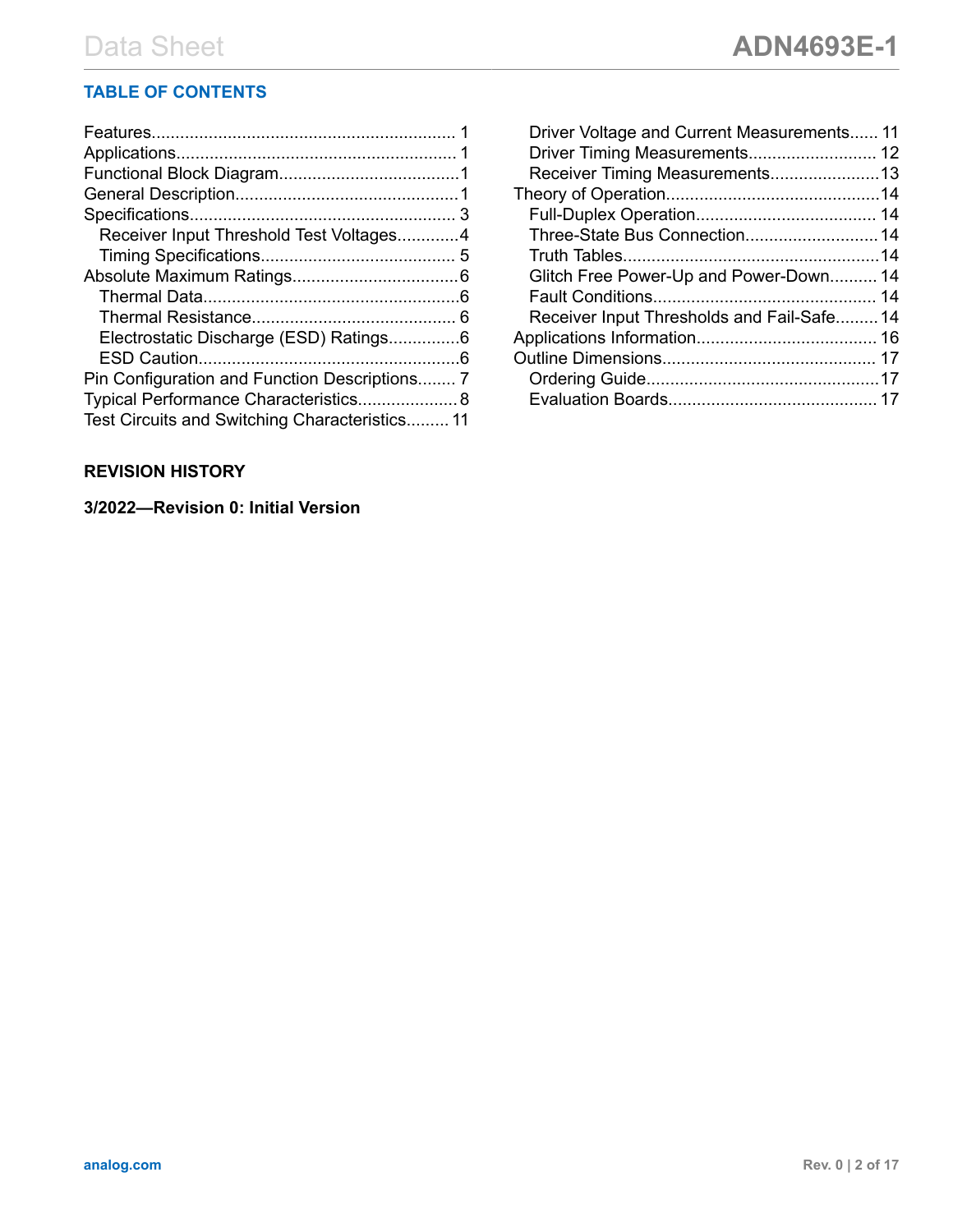## TABLE OF CONTENTS

Features.................................................................. 1
Applications............................................................ 1
Functional Block Diagram......................................1
General Description...............................................1
Specifications........................................................ 3
  Receiver Input Threshold Test Voltages.............4
  Timing Specifications......................................... 5
Absolute Maximum Ratings...................................6
  Thermal Data......................................................6
  Thermal Resistance........................................... 6
  Electrostatic Discharge (ESD) Ratings...............6
  ESD Caution.......................................................6
Pin Configuration and Function Descriptions........ 7
Typical Performance Characteristics.....................8
Test Circuits and Switching Characteristics......... 11
  Driver Voltage and Current Measurements...... 11
  Driver Timing Measurements........................... 12
  Receiver Timing Measurements.......................13
Theory of Operation.............................................14
  Full-Duplex Operation...................................... 14
  Three-State Bus Connection............................ 14
  Truth Tables......................................................14
  Glitch Free Power-Up and Power-Down.......... 14
  Fault Conditions............................................... 14
  Receiver Input Thresholds and Fail-Safe.........14
Applications Information...................................... 16
Outline Dimensions............................................. 17
  Ordering Guide.................................................17
  Evaluation Boards............................................ 17

### REVISION HISTORY

**3/2022—Revision 0: Initial Version**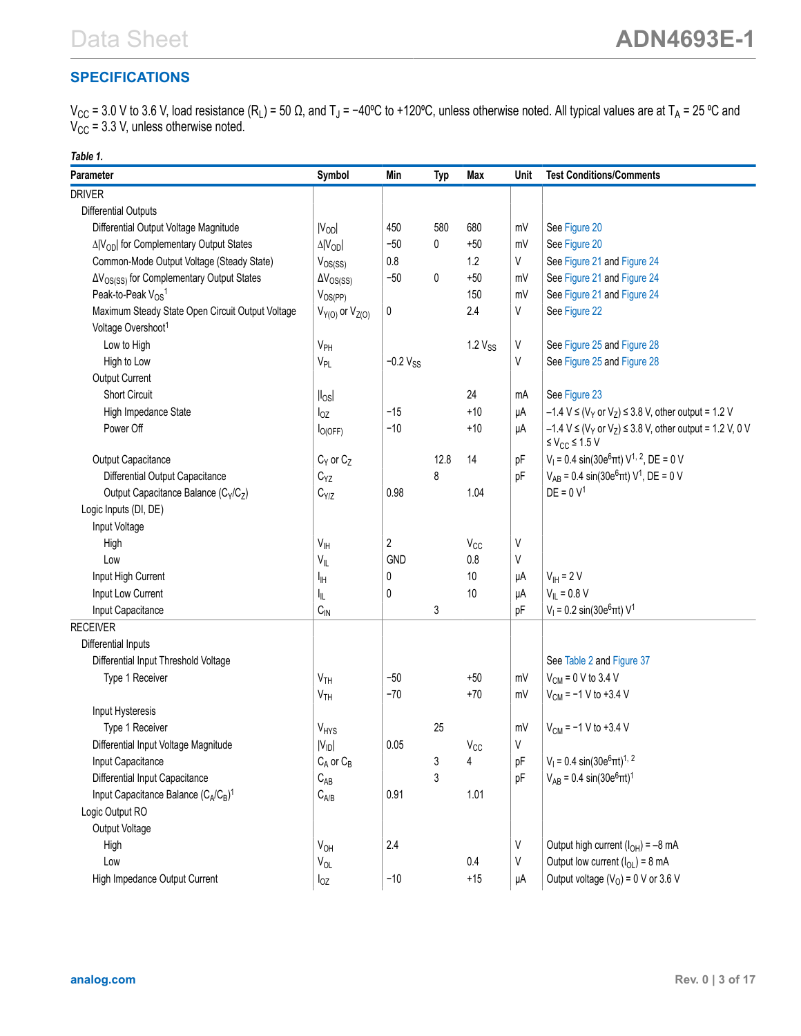## SPECIFICATIONS

$V_{CC}$ = 3.0 V to 3.6 V, load resistance ($R_L$) = 50 Ω, and $T_J$ = −40ºC to +120ºC, unless otherwise noted. All typical values are at $T_A$ = 25 ºC and $V_{CC}$ = 3.3 V, unless otherwise noted.

*Table 1.*

| Parameter | Symbol | Min | Typ | Max | Unit | Test Conditions/Comments |
|---|---|---|---|---|---|---|
| DRIVER | | | | | | |
| Differential Outputs | | | | | | |
| Differential Output Voltage Magnitude | $\lvert V_{OD}\rvert$ | 450 | 580 | 680 | mV | See Figure 20 |
| $\Delta\lvert V_{OD}\rvert$ for Complementary Output States | $\Delta\lvert V_{OD}\rvert$ | −50 | 0 | +50 | mV | See Figure 20 |
| Common-Mode Output Voltage (Steady State) | $V_{OS(SS)}$ | 0.8 | | 1.2 | V | See Figure 21 and Figure 24 |
| $\Delta V_{OS(SS)}$ for Complementary Output States | $\Delta V_{OS(SS)}$ | −50 | 0 | +50 | mV | See Figure 21 and Figure 24 |
| Peak-to-Peak $V_{OS}$[1] | $V_{OS(PP)}$ | | | 150 | mV | See Figure 21 and Figure 24 |
| Maximum Steady State Open Circuit Output Voltage | $V_{Y(O)}$ or $V_{Z(O)}$ | 0 | | 2.4 | V | See Figure 22 |
| Voltage Overshoot[1] | | | | | | |
| Low to High | $V_{PH}$ | | | 1.2 $V_{SS}$ | V | See Figure 25 and Figure 28 |
| High to Low | $V_{PL}$ | −0.2 $V_{SS}$ | | | V | See Figure 25 and Figure 28 |
| Output Current | | | | | | |
| Short Circuit | $\lvert I_{OS}\rvert$ | | | 24 | mA | See Figure 23 |
| High Impedance State | $I_{OZ}$ | −15 | | +10 | µA | −1.4 V ≤ ($V_Y$ or $V_Z$) ≤ 3.8 V, other output = 1.2 V |
| Power Off | $I_{O(OFF)}$ | −10 | | +10 | µA | −1.4 V ≤ ($V_Y$ or $V_Z$) ≤ 3.8 V, other output = 1.2 V, 0 V ≤ $V_{CC}$ ≤ 1.5 V |
| Output Capacitance | $C_Y$ or $C_Z$ | | 12.8 | 14 | pF | $V_I = 0.4 \sin(30e^6\pi t)$ V[1, 2], DE = 0 V |
| Differential Output Capacitance | $C_{YZ}$ | | 8 | | pF | $V_{AB} = 0.4 \sin(30e^6\pi t)$ V[1], DE = 0 V |
| Output Capacitance Balance ($C_Y/C_Z$) | $C_{Y/Z}$ | 0.98 | | 1.04 | | DE = 0 V[1] |
| Logic Inputs (DI, DE) | | | | | | |
| Input Voltage | | | | | | |
| High | $V_{IH}$ | 2 | | $V_{CC}$ | V | |
| Low | $V_{IL}$ | GND | | 0.8 | V | |
| Input High Current | $I_{IH}$ | 0 | | 10 | µA | $V_{IH}$ = 2 V |
| Input Low Current | $I_{IL}$ | 0 | | 10 | µA | $V_{IL}$ = 0.8 V |
| Input Capacitance | $C_{IN}$ | | 3 | | pF | $V_I = 0.2 \sin(30e^6\pi t)$ V[1] |
| RECEIVER | | | | | | |
| Differential Inputs | | | | | | |
| Differential Input Threshold Voltage | | | | | | See Table 2 and Figure 37 |
| Type 1 Receiver | $V_{TH}$ | −50 | | +50 | mV | $V_{CM}$ = 0 V to 3.4 V |
| | $V_{TH}$ | −70 | | +70 | mV | $V_{CM}$ = −1 V to +3.4 V |
| Input Hysteresis | | | | | | |
| Type 1 Receiver | $V_{HYS}$ | | 25 | | mV | $V_{CM}$ = −1 V to +3.4 V |
| Differential Input Voltage Magnitude | $\lvert V_{ID}\rvert$ | 0.05 | | $V_{CC}$ | V | |
| Input Capacitance | $C_A$ or $C_B$ | | 3 | 4 | pF | $V_I = 0.4 \sin(30e^6\pi t)$[1, 2] |
| Differential Input Capacitance | $C_{AB}$ | | 3 | | pF | $V_{AB} = 0.4 \sin(30e^6\pi t)$[1] |
| Input Capacitance Balance ($C_A/C_B$)[1] | $C_{A/B}$ | 0.91 | | 1.01 | | |
| Logic Output RO | | | | | | |
| Output Voltage | | | | | | |
| High | $V_{OH}$ | 2.4 | | | V | Output high current ($I_{OH}$) = −8 mA |
| Low | $V_{OL}$ | | | 0.4 | V | Output low current ($I_{OL}$) = 8 mA |
| High Impedance Output Current | $I_{OZ}$ | −10 | | +15 | µA | Output voltage ($V_O$) = 0 V or 3.6 V |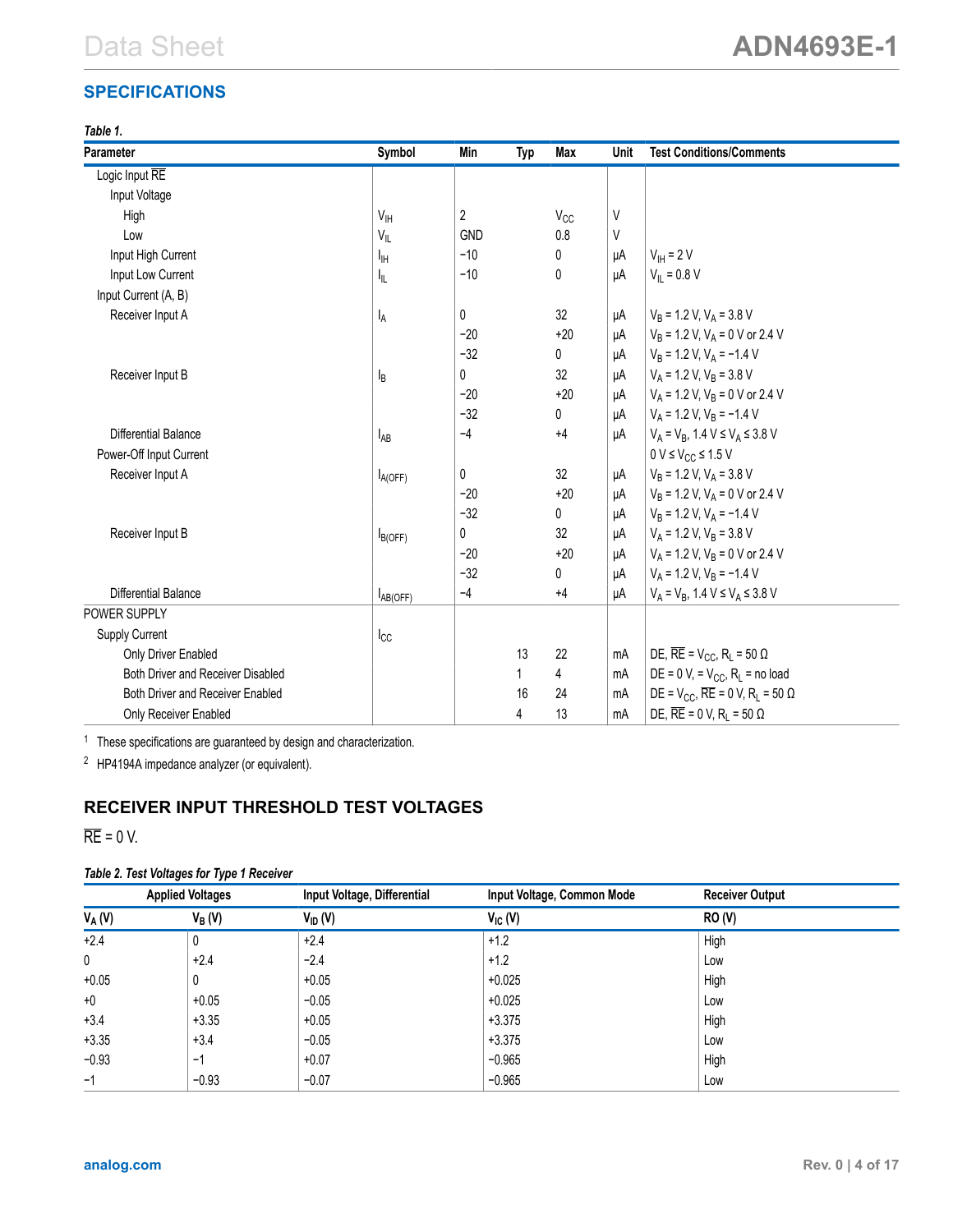## SPECIFICATIONS

*Table 1.*

| Parameter | Symbol | Min | Typ | Max | Unit | Test Conditions/Comments |
|---|---|---|---|---|---|---|
| Logic Input $\overline{RE}$ | | | | | | |
| Input Voltage | | | | | | |
| High | $V_{IH}$ | 2 | | $V_{CC}$ | V | |
| Low | $V_{IL}$ | GND | | 0.8 | V | |
| Input High Current | $I_{IH}$ | −10 | | 0 | μA | $V_{IH}$ = 2 V |
| Input Low Current | $I_{IL}$ | −10 | | 0 | μA | $V_{IL}$ = 0.8 V |
| Input Current (A, B) | | | | | | |
| Receiver Input A | $I_A$ | 0 | | 32 | μA | $V_B$ = 1.2 V, $V_A$ = 3.8 V |
| | | −20 | | +20 | μA | $V_B$ = 1.2 V, $V_A$ = 0 V or 2.4 V |
| | | −32 | | 0 | μA | $V_B$ = 1.2 V, $V_A$ = −1.4 V |
| Receiver Input B | $I_B$ | 0 | | 32 | μA | $V_A$ = 1.2 V, $V_B$ = 3.8 V |
| | | −20 | | +20 | μA | $V_A$ = 1.2 V, $V_B$ = 0 V or 2.4 V |
| | | −32 | | 0 | μA | $V_A$ = 1.2 V, $V_B$ = −1.4 V |
| Differential Balance | $I_{AB}$ | −4 | | +4 | μA | $V_A$ = $V_B$, 1.4 V ≤ $V_A$ ≤ 3.8 V |
| Power-Off Input Current | | | | | | 0 V ≤ $V_{CC}$ ≤ 1.5 V |
| Receiver Input A | $I_{A(OFF)}$ | 0 | | 32 | μA | $V_B$ = 1.2 V, $V_A$ = 3.8 V |
| | | −20 | | +20 | μA | $V_B$ = 1.2 V, $V_A$ = 0 V or 2.4 V |
| | | −32 | | 0 | μA | $V_B$ = 1.2 V, $V_A$ = −1.4 V |
| Receiver Input B | $I_{B(OFF)}$ | 0 | | 32 | μA | $V_A$ = 1.2 V, $V_B$ = 3.8 V |
| | | −20 | | +20 | μA | $V_A$ = 1.2 V, $V_B$ = 0 V or 2.4 V |
| | | −32 | | 0 | μA | $V_A$ = 1.2 V, $V_B$ = −1.4 V |
| Differential Balance | $I_{AB(OFF)}$ | −4 | | +4 | μA | $V_A$ = $V_B$, 1.4 V ≤ $V_A$ ≤ 3.8 V |
| POWER SUPPLY | | | | | | |
| Supply Current | $I_{CC}$ | | | | | |
| Only Driver Enabled | | | 13 | 22 | mA | DE, $\overline{RE}$ = $V_{CC}$, $R_L$ = 50 Ω |
| Both Driver and Receiver Disabled | | | 1 | 4 | mA | DE = 0 V, = $V_{CC}$, $R_L$ = no load |
| Both Driver and Receiver Enabled | | | 16 | 24 | mA | DE = $V_{CC}$, $\overline{RE}$ = 0 V, $R_L$ = 50 Ω |
| Only Receiver Enabled | | | 4 | 13 | mA | DE, $\overline{RE}$ = 0 V, $R_L$ = 50 Ω |

[1] These specifications are guaranteed by design and characterization.

[2] HP4194A impedance analyzer (or equivalent).

## RECEIVER INPUT THRESHOLD TEST VOLTAGES

$\overline{RE}$ = 0 V.

*Table 2. Test Voltages for Type 1 Receiver*

| Applied Voltages | | Input Voltage, Differential | Input Voltage, Common Mode | Receiver Output |
|---|---|---|---|---|
| $V_A$ (V) | $V_B$ (V) | $V_{ID}$ (V) | $V_{IC}$ (V) | RO (V) |
| +2.4 | 0 | +2.4 | +1.2 | High |
| 0 | +2.4 | −2.4 | +1.2 | Low |
| +0.05 | 0 | +0.05 | +0.025 | High |
| +0 | +0.05 | −0.05 | +0.025 | Low |
| +3.4 | +3.35 | +0.05 | +3.375 | High |
| +3.35 | +3.4 | −0.05 | +3.375 | Low |
| −0.93 | −1 | +0.07 | −0.965 | High |
| −1 | −0.93 | −0.07 | −0.965 | Low |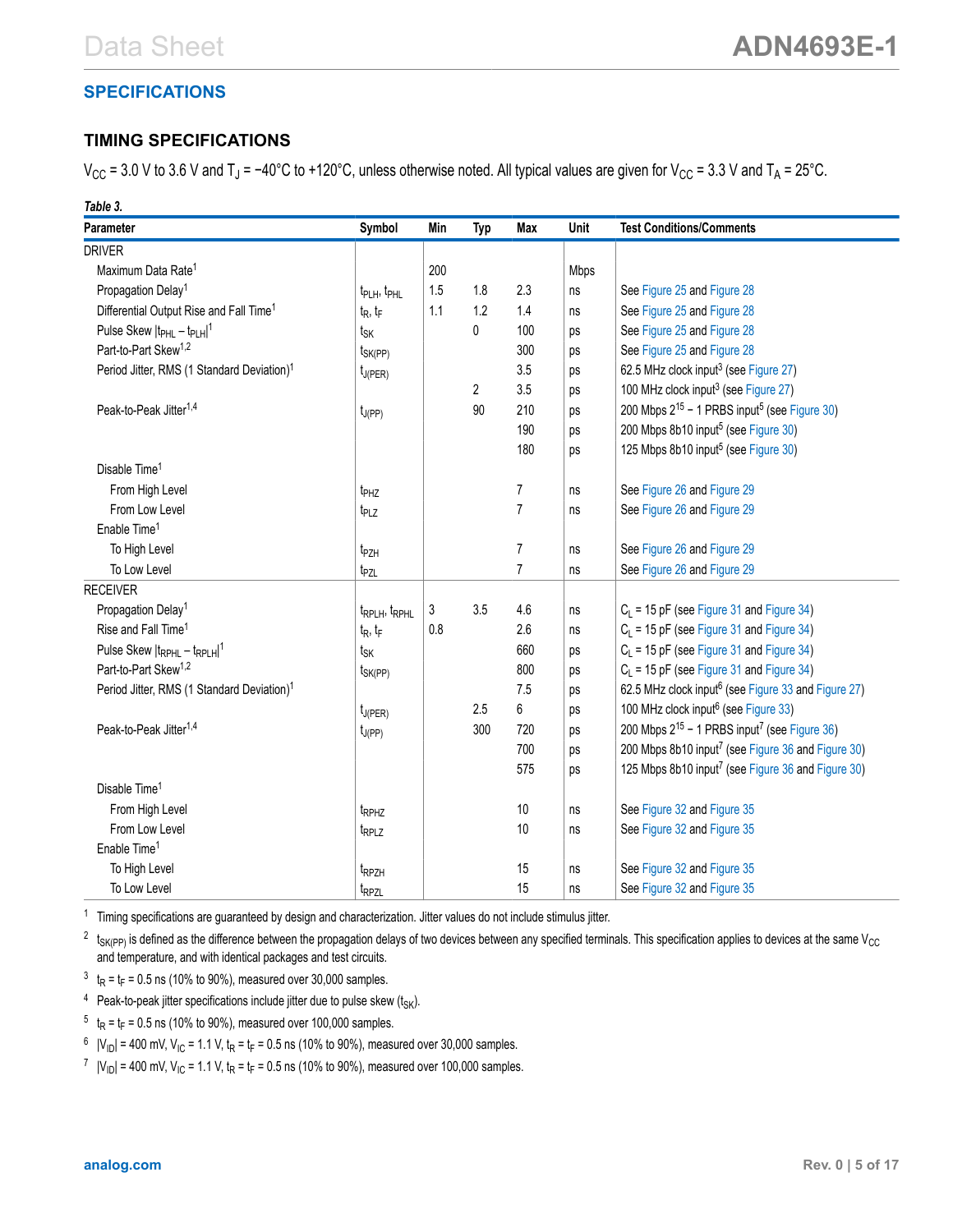## SPECIFICATIONS

### TIMING SPECIFICATIONS

$V_{CC}$ = 3.0 V to 3.6 V and $T_J$ = −40°C to +120°C, unless otherwise noted. All typical values are given for $V_{CC}$ = 3.3 V and $T_A$ = 25°C.

*Table 3.*

| Parameter | Symbol | Min | Typ | Max | Unit | Test Conditions/Comments |
|---|---|---|---|---|---|---|
| DRIVER | | | | | | |
| Maximum Data Rate[1] | | 200 | | | Mbps | |
| Propagation Delay[1] | $t_{PLH}$, $t_{PHL}$ | 1.5 | 1.8 | 2.3 | ns | See Figure 25 and Figure 28 |
| Differential Output Rise and Fall Time[1] | $t_R$, $t_F$ | 1.1 | 1.2 | 1.4 | ns | See Figure 25 and Figure 28 |
| Pulse Skew $\|t_{PHL} − t_{PLH}\|$[1] | $t_{SK}$ | | 0 | 100 | ps | See Figure 25 and Figure 28 |
| Part-to-Part Skew[1,2] | $t_{SK(PP)}$ | | | 300 | ps | See Figure 25 and Figure 28 |
| Period Jitter, RMS (1 Standard Deviation)[1] | $t_{J(PER)}$ | | | 3.5 | ps | 62.5 MHz clock input[3] (see Figure 27) |
| | | | 2 | 3.5 | ps | 100 MHz clock input[3] (see Figure 27) |
| Peak-to-Peak Jitter[1,4] | $t_{J(PP)}$ | | 90 | 210 | ps | 200 Mbps $2^{15}$ − 1 PRBS input[5] (see Figure 30) |
| | | | | 190 | ps | 200 Mbps 8b10 input[5] (see Figure 30) |
| | | | | 180 | ps | 125 Mbps 8b10 input[5] (see Figure 30) |
| Disable Time[1] | | | | | | |
| From High Level | $t_{PHZ}$ | | | 7 | ns | See Figure 26 and Figure 29 |
| From Low Level | $t_{PLZ}$ | | | 7 | ns | See Figure 26 and Figure 29 |
| Enable Time[1] | | | | | | |
| To High Level | $t_{PZH}$ | | | 7 | ns | See Figure 26 and Figure 29 |
| To Low Level | $t_{PZL}$ | | | 7 | ns | See Figure 26 and Figure 29 |
| RECEIVER | | | | | | |
| Propagation Delay[1] | $t_{RPLH}$, $t_{RPHL}$ | 3 | 3.5 | 4.6 | ns | $C_L$ = 15 pF (see Figure 31 and Figure 34) |
| Rise and Fall Time[1] | $t_R$, $t_F$ | 0.8 | | 2.6 | ns | $C_L$ = 15 pF (see Figure 31 and Figure 34) |
| Pulse Skew $\|t_{RPHL} − t_{RPLH}\|$[1] | $t_{SK}$ | | | 660 | ps | $C_L$ = 15 pF (see Figure 31 and Figure 34) |
| Part-to-Part Skew[1,2] | $t_{SK(PP)}$ | | | 800 | ps | $C_L$ = 15 pF (see Figure 31 and Figure 34) |
| Period Jitter, RMS (1 Standard Deviation)[1] | | | | 7.5 | ps | 62.5 MHz clock input[6] (see Figure 33 and Figure 27) |
| | $t_{J(PER)}$ | | 2.5 | 6 | ps | 100 MHz clock input[6] (see Figure 33) |
| Peak-to-Peak Jitter[1,4] | $t_{J(PP)}$ | | 300 | 720 | ps | 200 Mbps $2^{15}$ − 1 PRBS input[7] (see Figure 36) |
| | | | | 700 | ps | 200 Mbps 8b10 input[7] (see Figure 36 and Figure 30) |
| | | | | 575 | ps | 125 Mbps 8b10 input[7] (see Figure 36 and Figure 30) |
| Disable Time[1] | | | | | | |
| From High Level | $t_{RPHZ}$ | | | 10 | ns | See Figure 32 and Figure 35 |
| From Low Level | $t_{RPLZ}$ | | | 10 | ns | See Figure 32 and Figure 35 |
| Enable Time[1] | | | | | | |
| To High Level | $t_{RPZH}$ | | | 15 | ns | See Figure 32 and Figure 35 |
| To Low Level | $t_{RPZL}$ | | | 15 | ns | See Figure 32 and Figure 35 |

[1] Timing specifications are guaranteed by design and characterization. Jitter values do not include stimulus jitter.

[2] $t_{SK(PP)}$ is defined as the difference between the propagation delays of two devices between any specified terminals. This specification applies to devices at the same $V_{CC}$ and temperature, and with identical packages and test circuits.

[3] $t_R$ = $t_F$ = 0.5 ns (10% to 90%), measured over 30,000 samples.

[4] Peak-to-peak jitter specifications include jitter due to pulse skew ($t_{SK}$).

[5] $t_R$ = $t_F$ = 0.5 ns (10% to 90%), measured over 100,000 samples.

[6] $|V_{ID}|$ = 400 mV, $V_{IC}$ = 1.1 V, $t_R$ = $t_F$ = 0.5 ns (10% to 90%), measured over 30,000 samples.

[7] $|V_{ID}|$ = 400 mV, $V_{IC}$ = 1.1 V, $t_R$ = $t_F$ = 0.5 ns (10% to 90%), measured over 100,000 samples.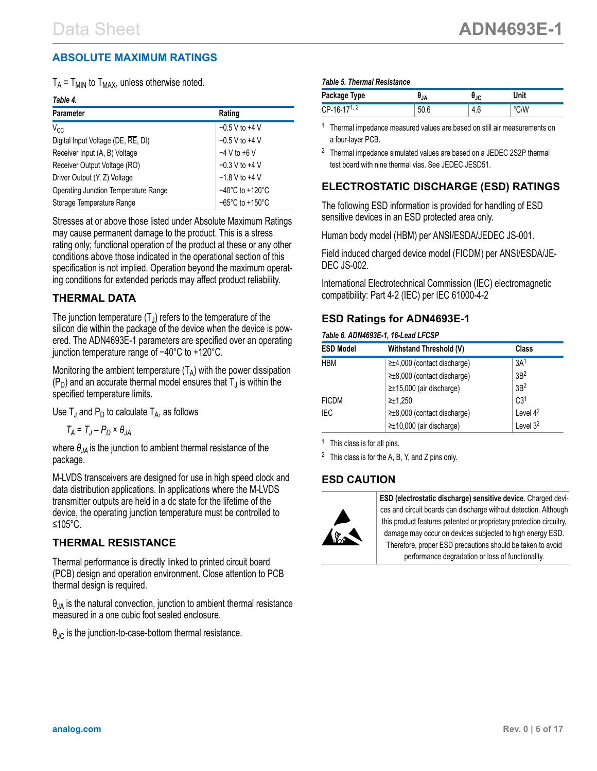## ABSOLUTE MAXIMUM RATINGS

$T_A = T_{MIN}$ to $T_{MAX}$, unless otherwise noted.

*Table 4.*

| Parameter | Rating |
|---|---|
| $V_{CC}$ | −0.5 V to +4 V |
| Digital Input Voltage (DE, $\overline{RE}$, DI) | −0.5 V to +4 V |
| Receiver Input (A, B) Voltage | −4 V to +6 V |
| Receiver Output Voltage (RO) | −0.3 V to +4 V |
| Driver Output (Y, Z) Voltage | −1.8 V to +4 V |
| Operating Junction Temperature Range | −40°C to +120°C |
| Storage Temperature Range | −65°C to +150°C |

Stresses at or above those listed under Absolute Maximum Ratings may cause permanent damage to the product. This is a stress rating only; functional operation of the product at these or any other conditions above those indicated in the operational section of this specification is not implied. Operation beyond the maximum operating conditions for extended periods may affect product reliability.

### THERMAL DATA

The junction temperature ($T_J$) refers to the temperature of the silicon die within the package of the device when the device is powered. The ADN4693E-1 parameters are specified over an operating junction temperature range of −40°C to +120°C.

Monitoring the ambient temperature ($T_A$) with the power dissipation ($P_D$) and an accurate thermal model ensures that $T_J$ is within the specified temperature limits.

Use $T_J$ and $P_D$ to calculate $T_A$, as follows

$$T_A = T_J - P_D \times \theta_{JA}$$

where $\theta_{JA}$ is the junction to ambient thermal resistance of the package.

M-LVDS transceivers are designed for use in high speed clock and data distribution applications. In applications where the M-LVDS transmitter outputs are held in a dc state for the lifetime of the device, the operating junction temperature must be controlled to ≤105°C.

### THERMAL RESISTANCE

Thermal performance is directly linked to printed circuit board (PCB) design and operation environment. Close attention to PCB thermal design is required.

$\theta_{JA}$ is the natural convection, junction to ambient thermal resistance measured in a one cubic foot sealed enclosure.

$\theta_{JC}$ is the junction-to-case-bottom thermal resistance.

*Table 5. Thermal Resistance*

| Package Type | $\theta_{JA}$ | $\theta_{JC}$ | Unit |
|---|---|---|---|
| CP-16-17[1, 2] | 50.6 | 4.6 | °C/W |

[1] Thermal impedance measured values are based on still air measurements on a four-layer PCB.

[2] Thermal impedance simulated values are based on a JEDEC 2S2P thermal test board with nine thermal vias. See JEDEC JESD51.

## ELECTROSTATIC DISCHARGE (ESD) RATINGS

The following ESD information is provided for handling of ESD sensitive devices in an ESD protected area only.

Human body model (HBM) per ANSI/ESDA/JEDEC JS-001.

Field induced charged device model (FICDM) per ANSI/ESDA/JEDEC JS-002.

International Electrotechnical Commission (IEC) electromagnetic compatibility: Part 4-2 (IEC) per IEC 61000-4-2

### ESD Ratings for ADN4693E-1

*Table 6. ADN4693E-1, 16-Lead LFCSP*

| ESD Model | Withstand Threshold (V) | Class |
|---|---|---|
| HBM | ≥±4,000 (contact discharge) | 3A[1] |
| | ≥±8,000 (contact discharge) | 3B[2] |
| | ≥±15,000 (air discharge) | 3B[2] |
| FICDM | ≥±1,250 | C3[1] |
| IEC | ≥±8,000 (contact discharge) | Level 4[2] |
| | ≥±10,000 (air discharge) | Level 3[2] |

[1] This class is for all pins.

[2] This class is for the A, B, Y, and Z pins only.

## ESD CAUTION

**ESD (electrostatic discharge) sensitive device**. Charged devices and circuit boards can discharge without detection. Although this product features patented or proprietary protection circuitry, damage may occur on devices subjected to high energy ESD. Therefore, proper ESD precautions should be taken to avoid performance degradation or loss of functionality.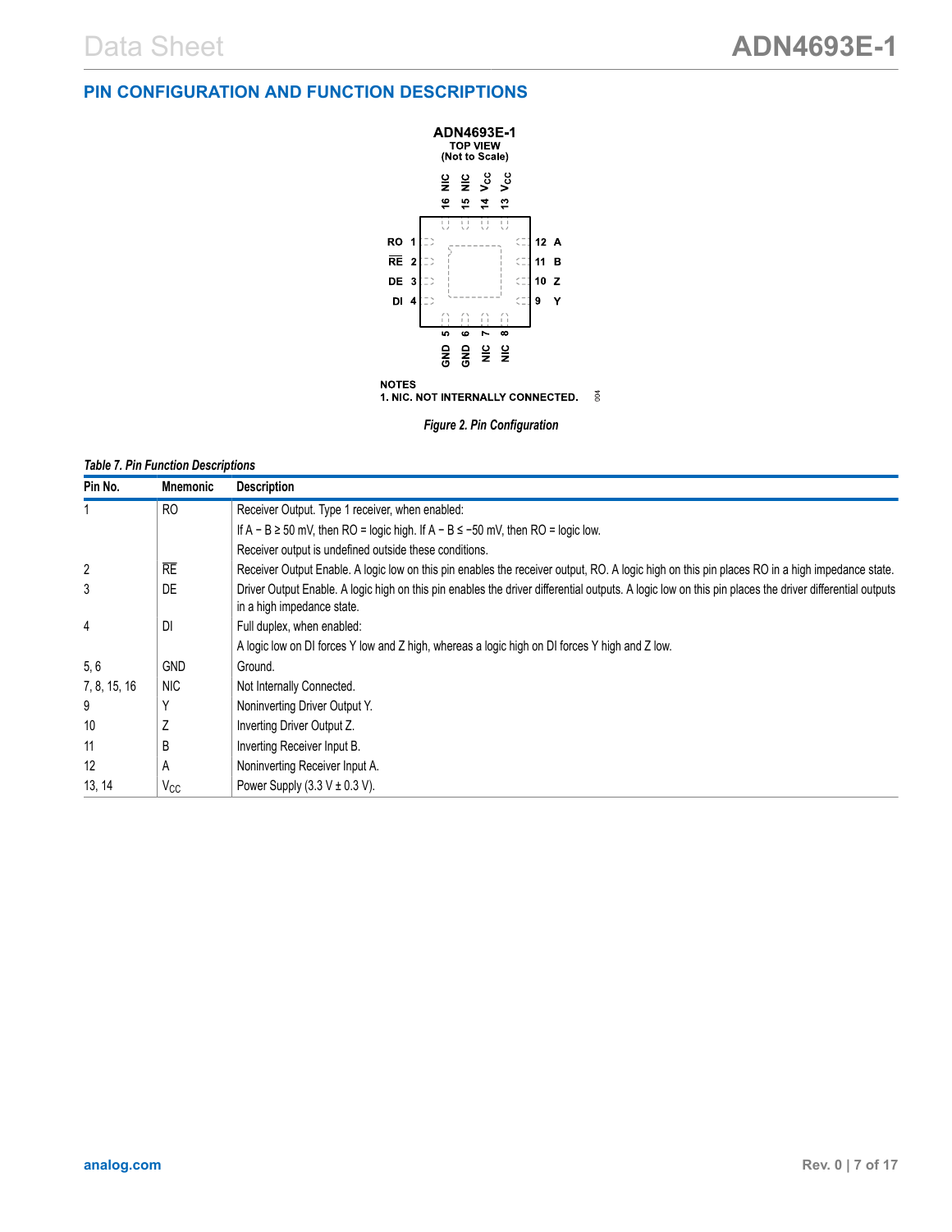## PIN CONFIGURATION AND FUNCTION DESCRIPTIONS

ADN4693E-1
TOP VIEW
(Not to Scale)

16 NIC
15 NIC
14 $V_{CC}$
13 $V_{CC}$
RO 1
$\overline{RE}$ 2
DE 3
DI 4
12 A
11 B
10 Z
9 Y
5 GND
6 GND
7 NIC
8 NIC

NOTES
1. NIC. NOT INTERNALLY CONNECTED.

*Figure 2. Pin Configuration*

*Table 7. Pin Function Descriptions*

| Pin No. | Mnemonic | Description |
|---|---|---|
| 1 | RO | Receiver Output. Type 1 receiver, when enabled: |
| | | If A − B ≥ 50 mV, then RO = logic high. If A − B ≤ −50 mV, then RO = logic low. |
| | | Receiver output is undefined outside these conditions. |
| 2 | $\overline{RE}$ | Receiver Output Enable. A logic low on this pin enables the receiver output, RO. A logic high on this pin places RO in a high impedance state. |
| 3 | DE | Driver Output Enable. A logic high on this pin enables the driver differential outputs. A logic low on this pin places the driver differential outputs in a high impedance state. |
| 4 | DI | Full duplex, when enabled: |
| | | A logic low on DI forces Y low and Z high, whereas a logic high on DI forces Y high and Z low. |
| 5, 6 | GND | Ground. |
| 7, 8, 15, 16 | NIC | Not Internally Connected. |
| 9 | Y | Noninverting Driver Output Y. |
| 10 | Z | Inverting Driver Output Z. |
| 11 | B | Inverting Receiver Input B. |
| 12 | A | Noninverting Receiver Input A. |
| 13, 14 | $V_{CC}$ | Power Supply (3.3 V ± 0.3 V). |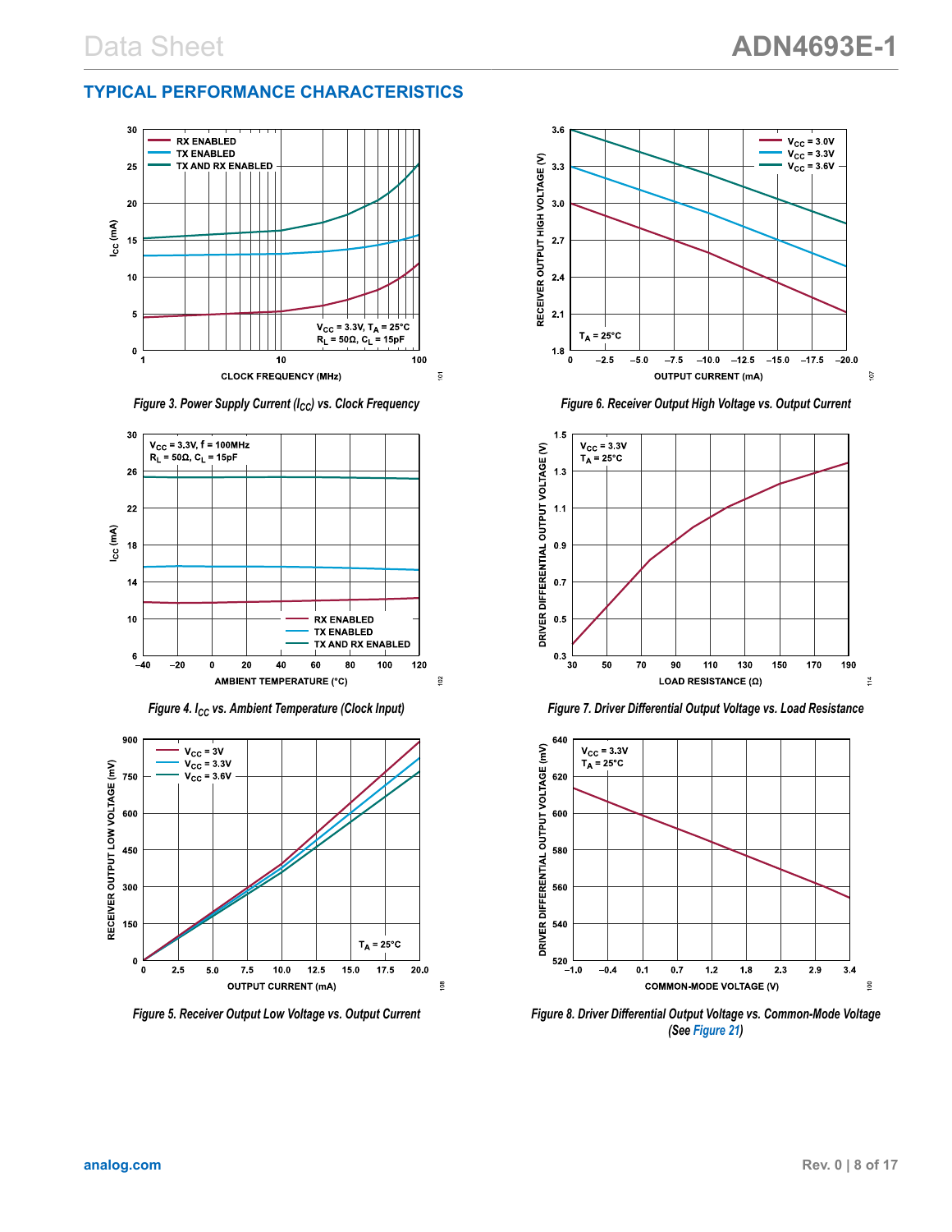## TYPICAL PERFORMANCE CHARACTERISTICS

30
25
20
15
10
5
0
$I_{CC}$ (mA)
1
10
100
CLOCK FREQUENCY (MHz)
RX ENABLED
TX ENABLED
TX AND RX ENABLED
$V_{CC}$ = 3.3V, $T_A$ = 25°C
$R_L$ = 50Ω, $C_L$ = 15pF
101

Figure 3. Power Supply Current ($I_{CC}$) vs. Clock Frequency

30
26
22
18
14
10
6
$I_{CC}$ (mA)
−40
−20
0
20
40
60
80
100
120
AMBIENT TEMPERATURE (°C)
$V_{CC}$ = 3.3V, f = 100MHz
$R_L$ = 50Ω, $C_L$ = 15pF
RX ENABLED
TX ENABLED
TX AND RX ENABLED
102

Figure 4. $I_{CC}$ vs. Ambient Temperature (Clock Input)

900
750
600
450
300
150
0
RECEIVER OUTPUT LOW VOLTAGE (mV)
0
2.5
5.0
7.5
10.0
12.5
15.0
17.5
20.0
OUTPUT CURRENT (mA)
$V_{CC}$ = 3V
$V_{CC}$ = 3.3V
$V_{CC}$ = 3.6V
$T_A$ = 25°C
108

Figure 5. Receiver Output Low Voltage vs. Output Current

3.6
3.3
3.0
2.7
2.4
2.1
1.8
RECEIVER OUTPUT HIGH VOLTAGE (V)
0
−2.5
−5.0
−7.5
−10.0
−12.5
−15.0
−17.5
−20.0
OUTPUT CURRENT (mA)
$V_{CC}$ = 3.0V
$V_{CC}$ = 3.3V
$V_{CC}$ = 3.6V
$T_A$ = 25°C
107

Figure 6. Receiver Output High Voltage vs. Output Current

1.5
1.3
1.1
0.9
0.7
0.5
0.3
DRIVER DIFFERENTIAL OUTPUT VOLTAGE (V)
30
50
70
90
110
130
150
170
190
LOAD RESISTANCE (Ω)
$V_{CC}$ = 3.3V
$T_A$ = 25°C
114

Figure 7. Driver Differential Output Voltage vs. Load Resistance

640
620
600
580
560
540
520
DRIVER DIFFERENTIAL OUTPUT VOLTAGE (mV)
−1.0
−0.4
0.1
0.7
1.2
1.8
2.3
2.9
3.4
COMMON-MODE VOLTAGE (V)
$V_{CC}$ = 3.3V
$T_A$ = 25°C
100

Figure 8. Driver Differential Output Voltage vs. Common-Mode Voltage (See Figure 21)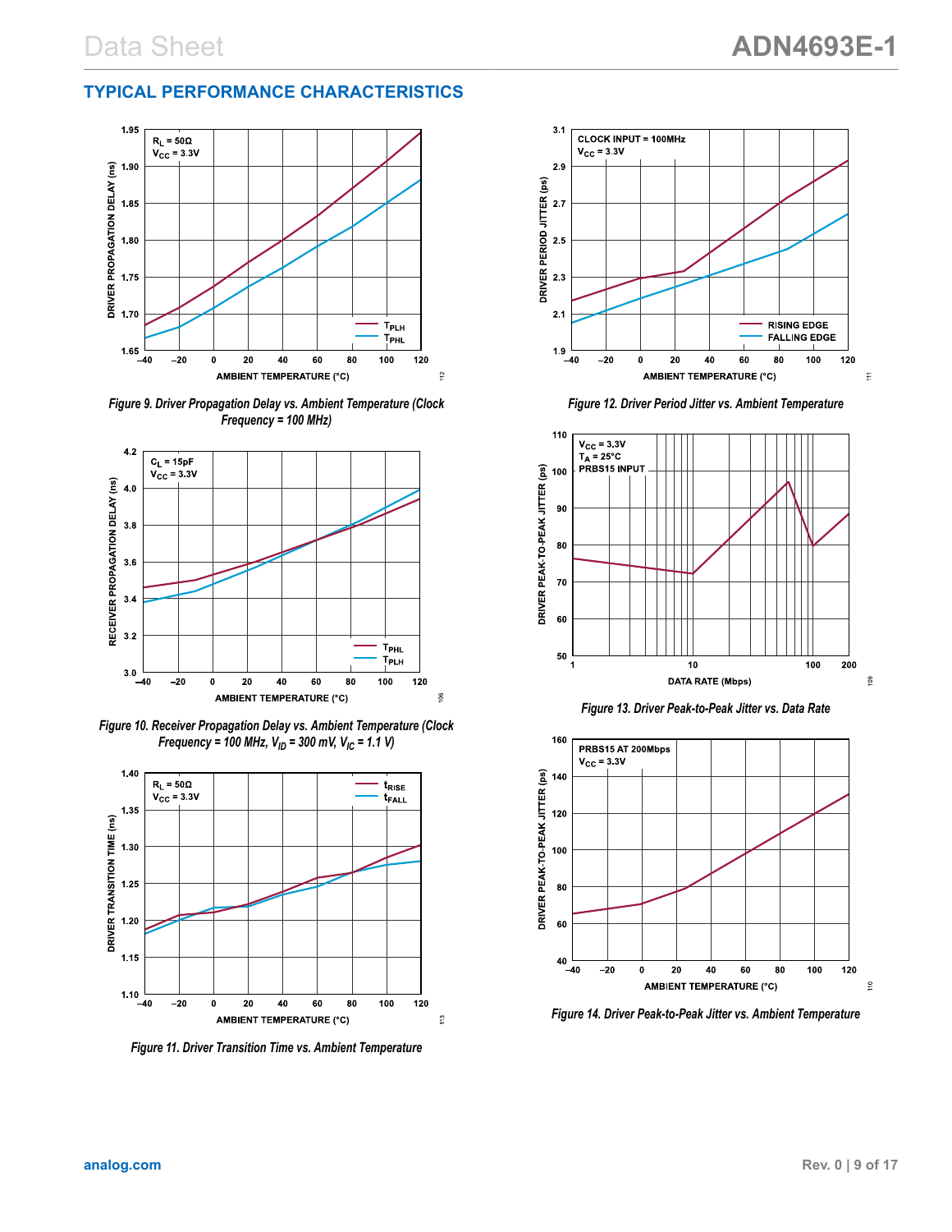## TYPICAL PERFORMANCE CHARACTERISTICS

$R_L = 50\Omega$
$V_{CC} = 3.3V$
DRIVER PROPAGATION DELAY (ns)
1.95
1.90
1.85
1.80
1.75
1.70
1.65
–40 –20 0 20 40 60 80 100 120
AMBIENT TEMPERATURE (°C)
$T_{PLH}$
$T_{PHL}$

*Figure 9. Driver Propagation Delay vs. Ambient Temperature (Clock Frequency = 100 MHz)*

$C_L = 15pF$
$V_{CC} = 3.3V$
RECEIVER PROPAGATION DELAY (ns)
4.2
4.0
3.8
3.6
3.4
3.2
3.0
–40 –20 0 20 40 60 80 100 120
AMBIENT TEMPERATURE (°C)
$T_{PHL}$
$T_{PLH}$

*Figure 10. Receiver Propagation Delay vs. Ambient Temperature (Clock Frequency = 100 MHz, $V_{ID}$ = 300 mV, $V_{IC}$ = 1.1 V)*

$R_L = 50\Omega$
$V_{CC} = 3.3V$
DRIVER TRANSITION TIME (ns)
1.40
1.35
1.30
1.25
1.20
1.15
1.10
–40 –20 0 20 40 60 80 100 120
AMBIENT TEMPERATURE (°C)
$t_{RISE}$
$t_{FALL}$

*Figure 11. Driver Transition Time vs. Ambient Temperature*

CLOCK INPUT = 100MHz
$V_{CC} = 3.3V$
DRIVER PERIOD JITTER (ps)
3.1
2.9
2.7
2.5
2.3
2.1
1.9
–40 –20 0 20 40 60 80 100 120
AMBIENT TEMPERATURE (°C)
RISING EDGE
FALLING EDGE

*Figure 12. Driver Period Jitter vs. Ambient Temperature*

$V_{CC} = 3.3V$
$T_A = 25°C$
PRBS15 INPUT
DRIVER PEAK-TO-PEAK JITTER (ps)
110
100
90
80
70
60
50
1 10 100 200
DATA RATE (Mbps)

*Figure 13. Driver Peak-to-Peak Jitter vs. Data Rate*

PRBS15 AT 200Mbps
$V_{CC} = 3.3V$
DRIVER PEAK-TO-PEAK JITTER (ps)
160
140
120
100
80
60
40
–40 –20 0 20 40 60 80 100 120
AMBIENT TEMPERATURE (°C)

*Figure 14. Driver Peak-to-Peak Jitter vs. Ambient Temperature*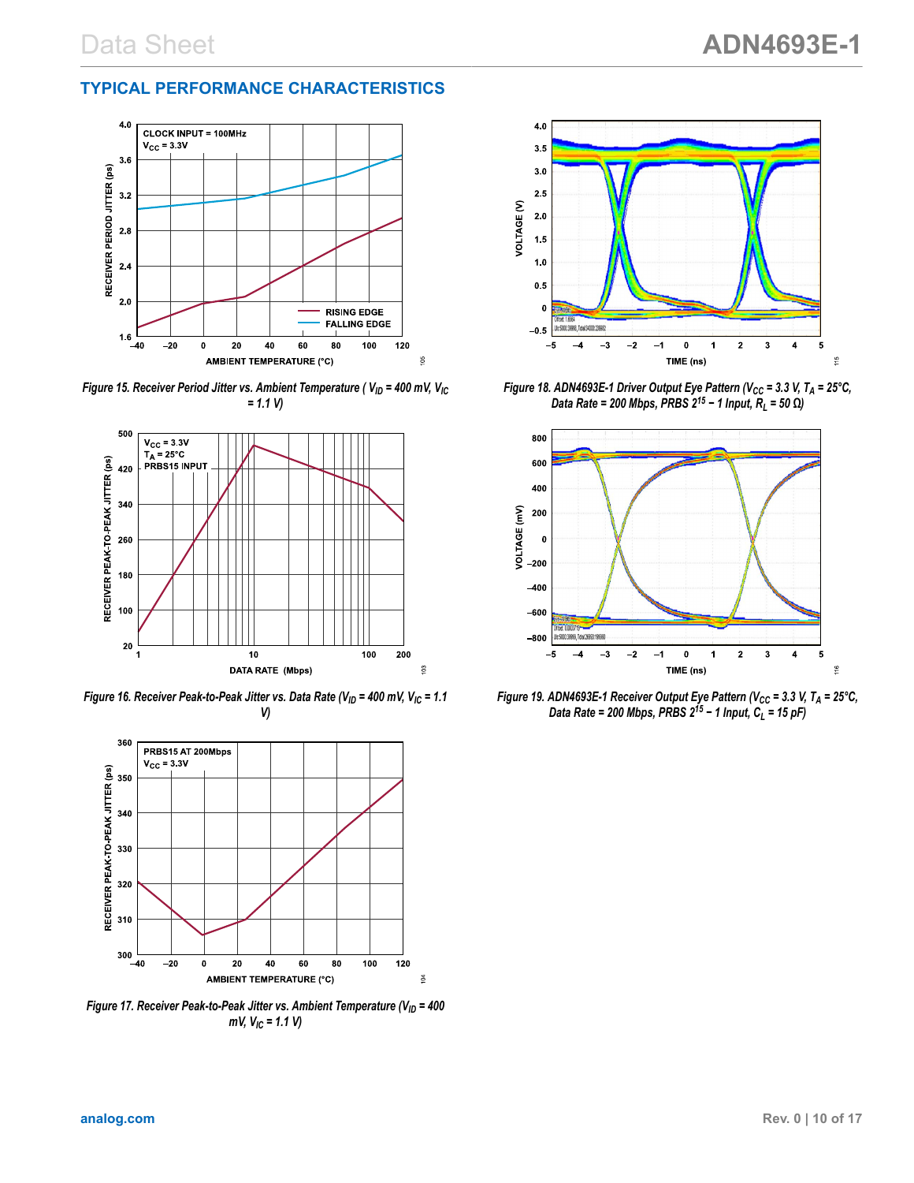## TYPICAL PERFORMANCE CHARACTERISTICS

CLOCK INPUT = 100MHz
$V_{CC}$ = 3.3V
RECEIVER PERIOD JITTER (ps)
4.0
3.6
3.2
2.8
2.4
2.0
1.6
–40 –20 0 20 40 60 80 100 120
AMBIENT TEMPERATURE (°C)
RISING EDGE
FALLING EDGE

*Figure 15. Receiver Period Jitter vs. Ambient Temperature ( $V_{ID}$ = 400 mV, $V_{IC}$ = 1.1 V)*

$V_{CC}$ = 3.3V
$T_A$ = 25°C
PRBS15 INPUT
RECEIVER PEAK-TO-PEAK JITTER (ps)
500
420
340
260
180
100
20
1 10 100 200
DATA RATE (Mbps)

*Figure 16. Receiver Peak-to-Peak Jitter vs. Data Rate ($V_{ID}$ = 400 mV, $V_{IC}$ = 1.1 V)*

PRBS15 AT 200Mbps
$V_{CC}$ = 3.3V
RECEIVER PEAK-TO-PEAK JITTER (ps)
360
350
340
330
320
310
300
–40 –20 0 20 40 60 80 100 120
AMBIENT TEMPERATURE (°C)

*Figure 17. Receiver Peak-to-Peak Jitter vs. Ambient Temperature ($V_{ID}$ = 400 mV, $V_{IC}$ = 1.1 V)*

VOLTAGE (V)
4.0
3.5
3.0
2.5
2.0
1.5
1.0
0.5
0
–0.5
–5 –4 –3 –2 –1 0 1 2 3 4 5
TIME (ns)

*Figure 18. ADN4693E-1 Driver Output Eye Pattern ($V_{CC}$ = 3.3 V, $T_A$ = 25°C, Data Rate = 200 Mbps, PRBS $2^{15}$ – 1 Input, $R_L$ = 50 Ω)*

VOLTAGE (mV)
800
600
400
200
0
–200
–400
–600
–800
–5 –4 –3 –2 –1 0 1 2 3 4 5
TIME (ns)

*Figure 19. ADN4693E-1 Receiver Output Eye Pattern ($V_{CC}$ = 3.3 V, $T_A$ = 25°C, Data Rate = 200 Mbps, PRBS $2^{15}$ – 1 Input, $C_L$ = 15 pF)*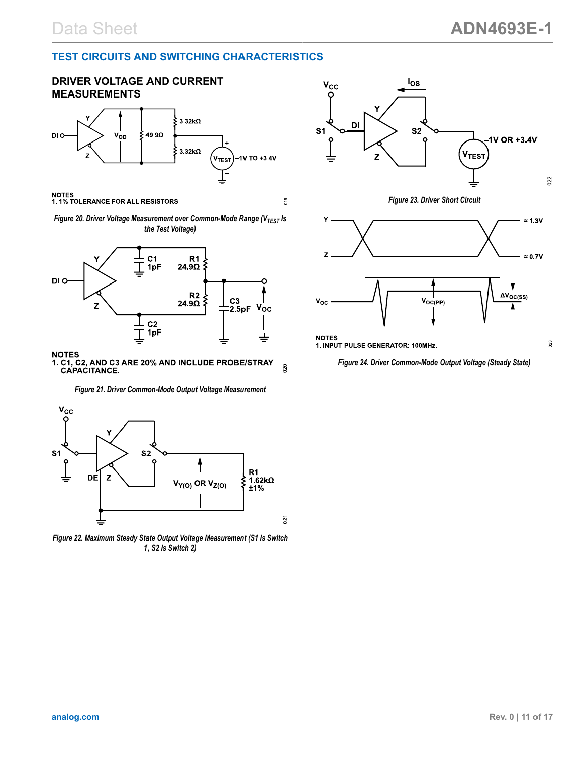## TEST CIRCUITS AND SWITCHING CHARACTERISTICS

### DRIVER VOLTAGE AND CURRENT MEASUREMENTS

Y
DI
Z
$V_{OD}$
49.9Ω
3.32kΩ
3.32kΩ
$V_{TEST}$
–1V TO +3.4V

NOTES
1. 1% TOLERANCE FOR ALL RESISTORS.

*Figure 20. Driver Voltage Measurement over Common-Mode Range ($V_{TEST}$ Is the Test Voltage)*

DI
Y
Z
C1 1pF
R1 24.9Ω
R2 24.9Ω
C2 1pF
C3 2.5pF
$V_{OC}$

NOTES
1. C1, C2, AND C3 ARE 20% AND INCLUDE PROBE/STRAY CAPACITANCE.

*Figure 21. Driver Common-Mode Output Voltage Measurement*

$V_{CC}$
S1
DE
Y
Z
S2
$V_{Y(O)}$ OR $V_{Z(O)}$
R1 1.62kΩ ±1%

*Figure 22. Maximum Steady State Output Voltage Measurement (S1 Is Switch 1, S2 Is Switch 2)*

$V_{CC}$
$I_{OS}$
S1
DI
Y
Z
S2
$V_{TEST}$
–1V OR +3.4V

*Figure 23. Driver Short Circuit*

Y
Z
≈ 1.3V
≈ 0.7V
$V_{OC}$
$V_{OC(PP)}$
$\Delta V_{OC(SS)}$

NOTES
1. INPUT PULSE GENERATOR: 100MHz.

*Figure 24. Driver Common-Mode Output Voltage (Steady State)*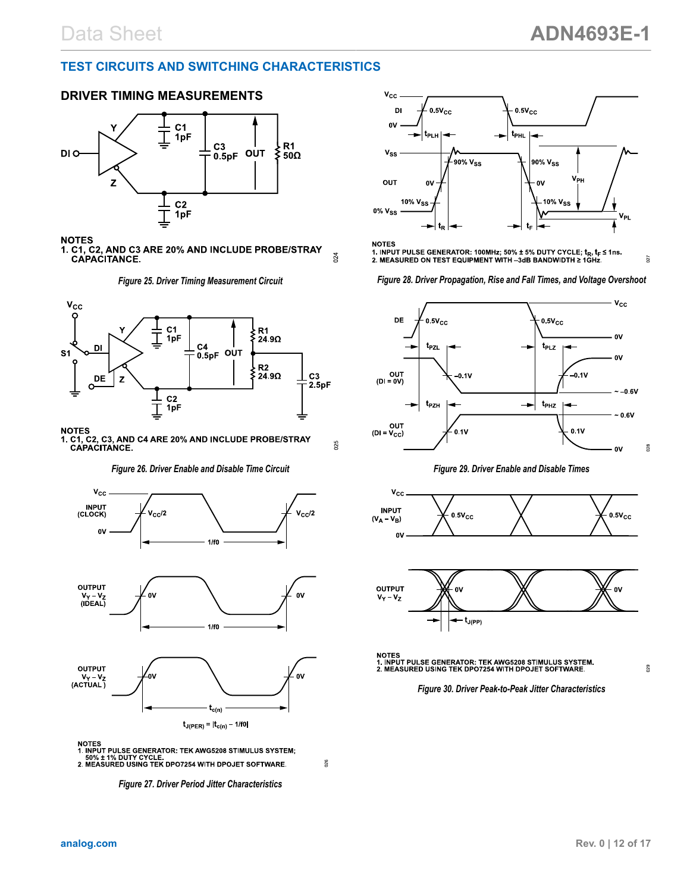## TEST CIRCUITS AND SWITCHING CHARACTERISTICS

### DRIVER TIMING MEASUREMENTS

DI
Y
Z
C1
1pF
C3
0.5pF
OUT
R1
50Ω
C2
1pF

NOTES
1. C1, C2, AND C3 ARE 20% AND INCLUDE PROBE/STRAY CAPACITANCE.

*Figure 25. Driver Timing Measurement Circuit*

$V_{CC}$
S1
DI
DE
Y
Z
C1
1pF
C4
0.5pF
OUT
R1
24.9Ω
R2
24.9Ω
C3
2.5pF
C2
1pF

NOTES
1. C1, C2, C3, AND C4 ARE 20% AND INCLUDE PROBE/STRAY CAPACITANCE.

*Figure 26. Driver Enable and Disable Time Circuit*

$V_{CC}$
INPUT (CLOCK)
0V
$V_{CC}/2$
1/f0
OUTPUT $V_Y - V_Z$ (IDEAL)
0V
1/f0
OUTPUT $V_Y - V_Z$ (ACTUAL)
0V
$t_{c(n)}$
$t_{J(PER)} = |t_{c(n)} - 1/f0|$

NOTES
1. INPUT PULSE GENERATOR: TEK AWG5208 STIMULUS SYSTEM; 50% ± 1% DUTY CYCLE.
2. MEASURED USING TEK DPO7254 WITH DPOJET SOFTWARE.

*Figure 27. Driver Period Jitter Characteristics*

$V_{CC}$
DI
0V
$0.5V_{CC}$
$t_{PLH}$
$t_{PHL}$
$V_{SS}$
OUT
0V
$0\% V_{SS}$
$90\% V_{SS}$
$10\% V_{SS}$
$V_{PH}$
$V_{PL}$
$t_R$
$t_F$

NOTES
1. INPUT PULSE GENERATOR: 100MHz; 50% ± 5% DUTY CYCLE; $t_R$, $t_F$ ≤ 1ns.
2. MEASURED ON TEST EQUIPMENT WITH –3dB BANDWIDTH ≥ 1GHz.

*Figure 28. Driver Propagation, Rise and Fall Times, and Voltage Overshoot*

DE
$0.5V_{CC}$
$V_{CC}$
0V
$t_{PZL}$
$t_{PLZ}$
OUT (DI = 0V)
–0.1V
~ –0.6V
$t_{PZH}$
$t_{PHZ}$
OUT (DI = $V_{CC}$)
0.1V
~ 0.6V
0V

*Figure 29. Driver Enable and Disable Times*

$V_{CC}$
INPUT ($V_A - V_B$)
0V
$0.5V_{CC}$
OUTPUT $V_Y - V_Z$
0V
$t_{J(PP)}$

NOTES
1. INPUT PULSE GENERATOR: TEK AWG5208 STIMULUS SYSTEM.
2. MEASURED USING TEK DPO7254 WITH DPOJET SOFTWARE.

*Figure 30. Driver Peak-to-Peak Jitter Characteristics*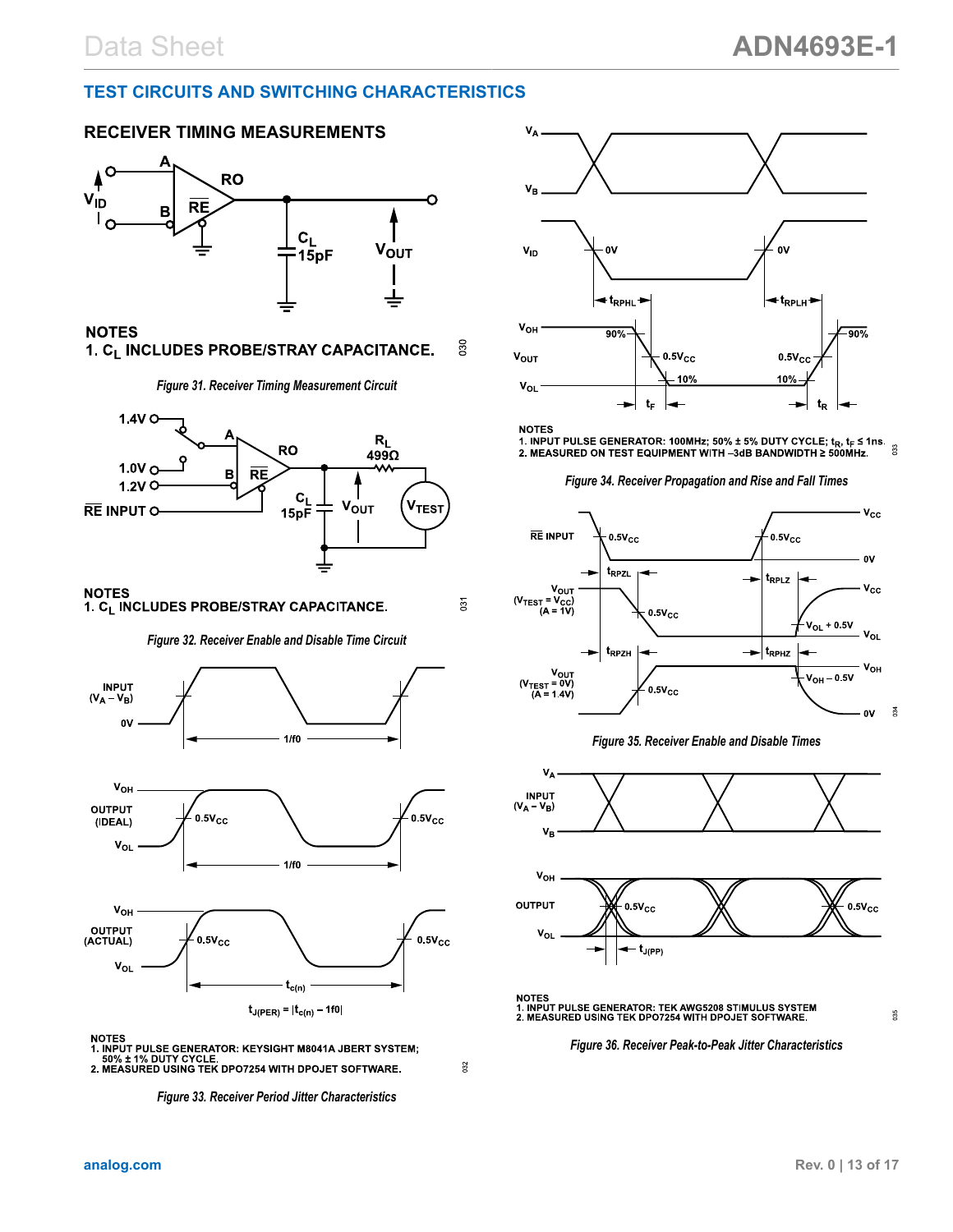## TEST CIRCUITS AND SWITCHING CHARACTERISTICS

### RECEIVER TIMING MEASUREMENTS

A
RO
$V_{ID}$
B
$\overline{RE}$
$C_L$
15pF
$V_{OUT}$

NOTES
1. $C_L$ INCLUDES PROBE/STRAY CAPACITANCE.

030

*Figure 31. Receiver Timing Measurement Circuit*

1.4V
A
RO
$R_L$
499Ω
1.0V
B
$\overline{RE}$
1.2V
$\overline{RE}$ INPUT
$C_L$
15pF
$V_{OUT}$
$V_{TEST}$

NOTES
1. $C_L$ INCLUDES PROBE/STRAY CAPACITANCE.

031

*Figure 32. Receiver Enable and Disable Time Circuit*

INPUT
($V_A$ – $V_B$)
0V
1/f0

$V_{OH}$
OUTPUT
(IDEAL)
$V_{OL}$
$0.5V_{CC}$
$0.5V_{CC}$
1/f0

$V_{OH}$
OUTPUT
(ACTUAL)
$V_{OL}$
$0.5V_{CC}$
$0.5V_{CC}$
$t_{c(n)}$

$t_{J(PER)} = |t_{c(n)} - 1f0|$

NOTES
1. INPUT PULSE GENERATOR: KEYSIGHT M8041A JBERT SYSTEM; 50% ± 1% DUTY CYCLE.
2. MEASURED USING TEK DPO7254 WITH DPOJET SOFTWARE.

032

*Figure 33. Receiver Period Jitter Characteristics*

$V_A$
$V_B$
$V_{ID}$
0V
0V
$t_{RPHL}$
$t_{RPLH}$
$V_{OH}$
$V_{OUT}$
$V_{OL}$
90%
90%
$0.5V_{CC}$
$0.5V_{CC}$
10%
10%
$t_F$
$t_R$

NOTES
1. INPUT PULSE GENERATOR: 100MHz; 50% ± 5% DUTY CYCLE; $t_R$, $t_F$ ≤ 1ns.
2. MEASURED ON TEST EQUIPMENT WITH –3dB BANDWIDTH ≥ 500MHz.

033

*Figure 34. Receiver Propagation and Rise and Fall Times*

$\overline{RE}$ INPUT
$0.5V_{CC}$
$0.5V_{CC}$
$V_{CC}$
0V
$t_{RPZL}$
$t_{RPLZ}$
$V_{OUT}$
($V_{TEST}$ = $V_{CC}$)
(A = 1V)
$0.5V_{CC}$
$V_{CC}$
$V_{OL}$ + 0.5V
$V_{OL}$
$t_{RPZH}$
$t_{RPHZ}$
$V_{OUT}$
($V_{TEST}$ = 0V)
(A = 1.4V)
$0.5V_{CC}$
$V_{OH}$
$V_{OH}$ – 0.5V
0V

034

*Figure 35. Receiver Enable and Disable Times*

$V_A$
INPUT
($V_A$ – $V_B$)
$V_B$
$V_{OH}$
OUTPUT
$V_{OL}$
$0.5V_{CC}$
$0.5V_{CC}$
$t_{J(PP)}$

NOTES
1. INPUT PULSE GENERATOR: TEK AWG5208 STIMULUS SYSTEM
2. MEASURED USING TEK DPO7254 WITH DPOJET SOFTWARE.

035

*Figure 36. Receiver Peak-to-Peak Jitter Characteristics*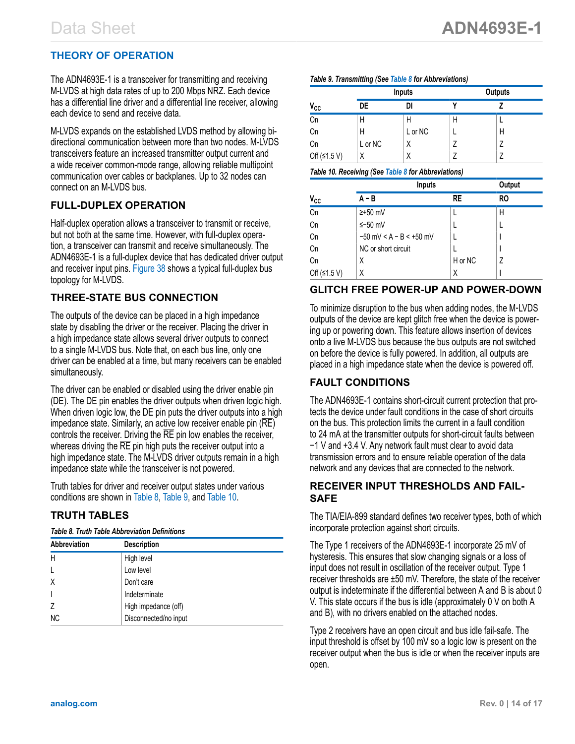## THEORY OF OPERATION

The ADN4693E-1 is a transceiver for transmitting and receiving M-LVDS at high data rates of up to 200 Mbps NRZ. Each device has a differential line driver and a differential line receiver, allowing each device to send and receive data.

M-LVDS expands on the established LVDS method by allowing bi-directional communication between more than two nodes. M-LVDS transceivers feature an increased transmitter output current and a wide receiver common-mode range, allowing reliable multipoint communication over cables or backplanes. Up to 32 nodes can connect on an M-LVDS bus.

### FULL-DUPLEX OPERATION

Half-duplex operation allows a transceiver to transmit or receive, but not both at the same time. However, with full-duplex operation, a transceiver can transmit and receive simultaneously. The ADN4693E-1 is a full-duplex device that has dedicated driver output and receiver input pins. Figure 38 shows a typical full-duplex bus topology for M-LVDS.

### THREE-STATE BUS CONNECTION

The outputs of the device can be placed in a high impedance state by disabling the driver or the receiver. Placing the driver in a high impedance state allows several driver outputs to connect to a single M-LVDS bus. Note that, on each bus line, only one driver can be enabled at a time, but many receivers can be enabled simultaneously.

The driver can be enabled or disabled using the driver enable pin (DE). The DE pin enables the driver outputs when driven logic high. When driven logic low, the DE pin puts the driver outputs into a high impedance state. Similarly, an active low receiver enable pin ($\overline{RE}$) controls the receiver. Driving the $\overline{RE}$ pin low enables the receiver, whereas driving the $\overline{RE}$ pin high puts the receiver output into a high impedance state. The M-LVDS driver outputs remain in a high impedance state while the transceiver is not powered.

Truth tables for driver and receiver output states under various conditions are shown in Table 8, Table 9, and Table 10.

### TRUTH TABLES

*Table 8. Truth Table Abbreviation Definitions*

| Abbreviation | Description |
|---|---|
| H | High level |
| L | Low level |
| X | Don't care |
| I | Indeterminate |
| Z | High impedance (off) |
| NC | Disconnected/no input |

*Table 9. Transmitting (See Table 8 for Abbreviations)*

| | Inputs | | Outputs | |
|---|---|---|---|---|
| $V_{CC}$ | DE | DI | Y | Z |
| On | H | H | H | L |
| On | H | L or NC | L | H |
| On | L or NC | X | Z | Z |
| Off (≤1.5 V) | X | X | Z | Z |

*Table 10. Receiving (See Table 8 for Abbreviations)*

| | Inputs | | Output |
|---|---|---|---|
| $V_{CC}$ | A − B | $\overline{RE}$ | RO |
| On | ≥+50 mV | L | H |
| On | ≤−50 mV | L | L |
| On | −50 mV < A − B < +50 mV | L | I |
| On | NC or short circuit | L | I |
| On | X | H or NC | Z |
| Off (≤1.5 V) | X | X | I |

### GLITCH FREE POWER-UP AND POWER-DOWN

To minimize disruption to the bus when adding nodes, the M-LVDS outputs of the device are kept glitch free when the device is powering up or powering down. This feature allows insertion of devices onto a live M-LVDS bus because the bus outputs are not switched on before the device is fully powered. In addition, all outputs are placed in a high impedance state when the device is powered off.

### FAULT CONDITIONS

The ADN4693E-1 contains short-circuit current protection that protects the device under fault conditions in the case of short circuits on the bus. This protection limits the current in a fault condition to 24 mA at the transmitter outputs for short-circuit faults between −1 V and +3.4 V. Any network fault must clear to avoid data transmission errors and to ensure reliable operation of the data network and any devices that are connected to the network.

### RECEIVER INPUT THRESHOLDS AND FAIL-SAFE

The TIA/EIA-899 standard defines two receiver types, both of which incorporate protection against short circuits.

The Type 1 receivers of the ADN4693E-1 incorporate 25 mV of hysteresis. This ensures that slow changing signals or a loss of input does not result in oscillation of the receiver output. Type 1 receiver thresholds are ±50 mV. Therefore, the state of the receiver output is indeterminate if the differential between A and B is about 0 V. This state occurs if the bus is idle (approximately 0 V on both A and B), with no drivers enabled on the attached nodes.

Type 2 receivers have an open circuit and bus idle fail-safe. The input threshold is offset by 100 mV so a logic low is present on the receiver output when the bus is idle or when the receiver inputs are open.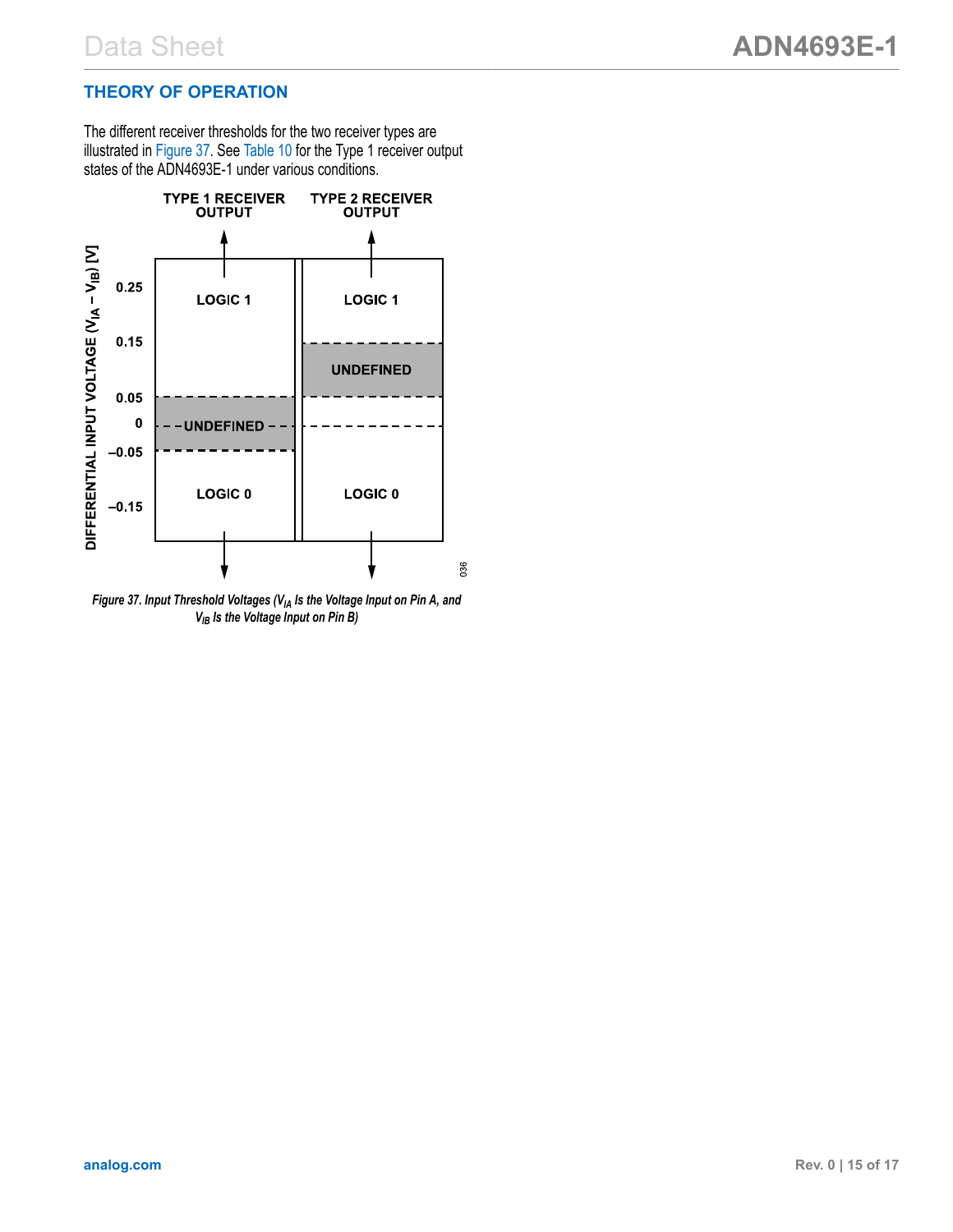## THEORY OF OPERATION

The different receiver thresholds for the two receiver types are illustrated in Figure 37. See Table 10 for the Type 1 receiver output states of the ADN4693E-1 under various conditions.

TYPE 1 RECEIVER OUTPUT

TYPE 2 RECEIVER OUTPUT

DIFFERENTIAL INPUT VOLTAGE ($V_{IA}$ − $V_{IB}$) [V]

0.25

0.15

0.05

0

−0.05

−0.15

LOGIC 1

UNDEFINED

LOGIC 0

LOGIC 1

UNDEFINED

LOGIC 0

036

*Figure 37. Input Threshold Voltages ($V_{IA}$ Is the Voltage Input on Pin A, and $V_{IB}$ Is the Voltage Input on Pin B)*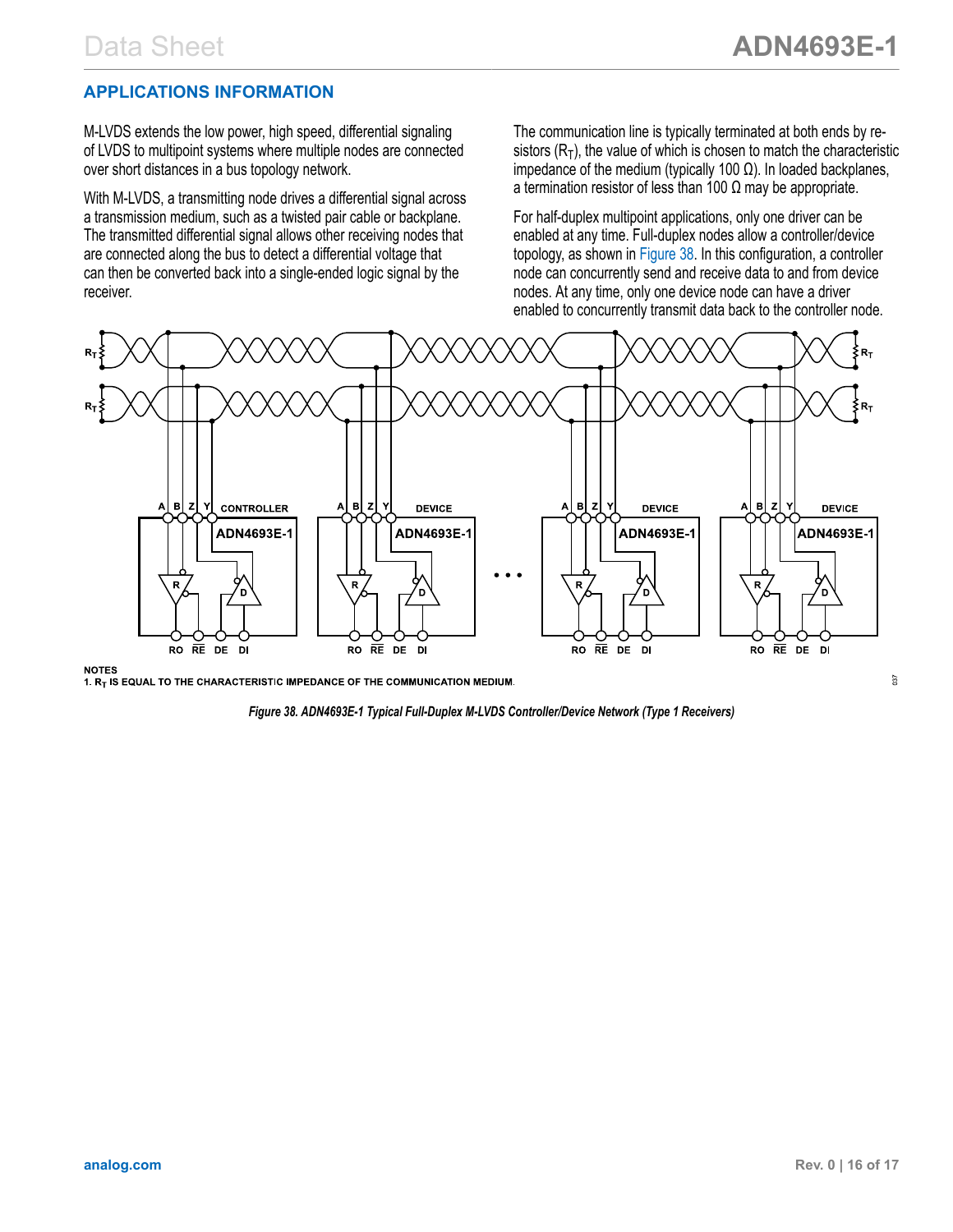## APPLICATIONS INFORMATION

M-LVDS extends the low power, high speed, differential signaling of LVDS to multipoint systems where multiple nodes are connected over short distances in a bus topology network.

With M-LVDS, a transmitting node drives a differential signal across a transmission medium, such as a twisted pair cable or backplane. The transmitted differential signal allows other receiving nodes that are connected along the bus to detect a differential voltage that can then be converted back into a single-ended logic signal by the receiver.

The communication line is typically terminated at both ends by resistors ($R_T$), the value of which is chosen to match the characteristic impedance of the medium (typically 100 Ω). In loaded backplanes, a termination resistor of less than 100 Ω may be appropriate.

For half-duplex multipoint applications, only one driver can be enabled at any time. Full-duplex nodes allow a controller/device topology, as shown in Figure 38. In this configuration, a controller node can concurrently send and receive data to and from device nodes. At any time, only one device node can have a driver enabled to concurrently transmit data back to the controller node.

$R_T$
$R_T$
$R_T$
$R_T$
A B Z Y CONTROLLER
ADN4693E-1
R
D
RO RE DE DI
A B Z Y DEVICE
ADN4693E-1
R
D
RO RE DE DI
A B Z Y DEVICE
ADN4693E-1
R
D
RO RE DE DI
A B Z Y DEVICE
ADN4693E-1
R
D
RO RE DE DI

NOTES
1. $R_T$ IS EQUAL TO THE CHARACTERISTIC IMPEDANCE OF THE COMMUNICATION MEDIUM.

*Figure 38. ADN4693E-1 Typical Full-Duplex M-LVDS Controller/Device Network (Type 1 Receivers)*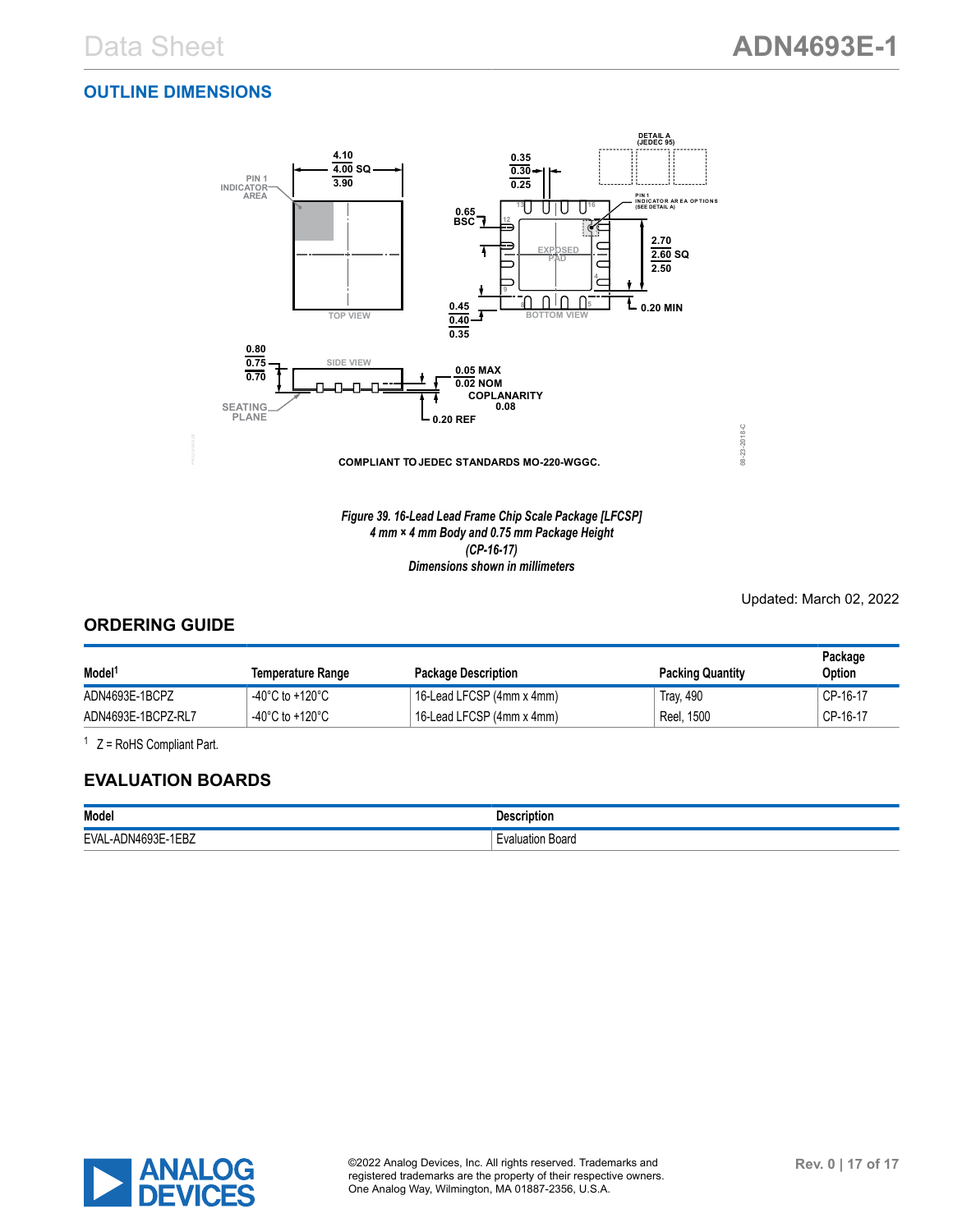## OUTLINE DIMENSIONS

DETAIL A
(JEDEC 95)

4.10
4.00 SQ
3.90

PIN 1
INDICATOR
AREA

TOP VIEW

0.35
0.30
0.25

0.65
BSC

PIN 1
INDICATOR AREA OPTIONS
(SEE DETAIL A)

EXPOSED
PAD

2.70
2.60 SQ
2.50

0.45
0.40
0.35

BOTTOM VIEW

0.20 MIN

0.80
0.75
0.70

SIDE VIEW

SEATING
PLANE

0.05 MAX
0.02 NOM

COPLANARITY
0.08

0.20 REF

COMPLIANT TO JEDEC STANDARDS MO-220-WGGC.

08-23-2018-C

*Figure 39. 16-Lead Lead Frame Chip Scale Package [LFCSP]*
*4 mm × 4 mm Body and 0.75 mm Package Height*
*(CP-16-17)*
*Dimensions shown in millimeters*

Updated: March 02, 2022

## ORDERING GUIDE

| Model[1] | Temperature Range | Package Description | Packing Quantity | Package Option |
|---|---|---|---|---|
| ADN4693E-1BCPZ | -40°C to +120°C | 16-Lead LFCSP (4mm x 4mm) | Tray, 490 | CP-16-17 |
| ADN4693E-1BCPZ-RL7 | -40°C to +120°C | 16-Lead LFCSP (4mm x 4mm) | Reel, 1500 | CP-16-17 |

[1] Z = RoHS Compliant Part.

## EVALUATION BOARDS

| Model | Description |
|---|---|
| EVAL-ADN4693E-1EBZ | Evaluation Board |

©2022 Analog Devices, Inc. All rights reserved. Trademarks and registered trademarks are the property of their respective owners.
One Analog Way, Wilmington, MA 01887-2356, U.S.A.